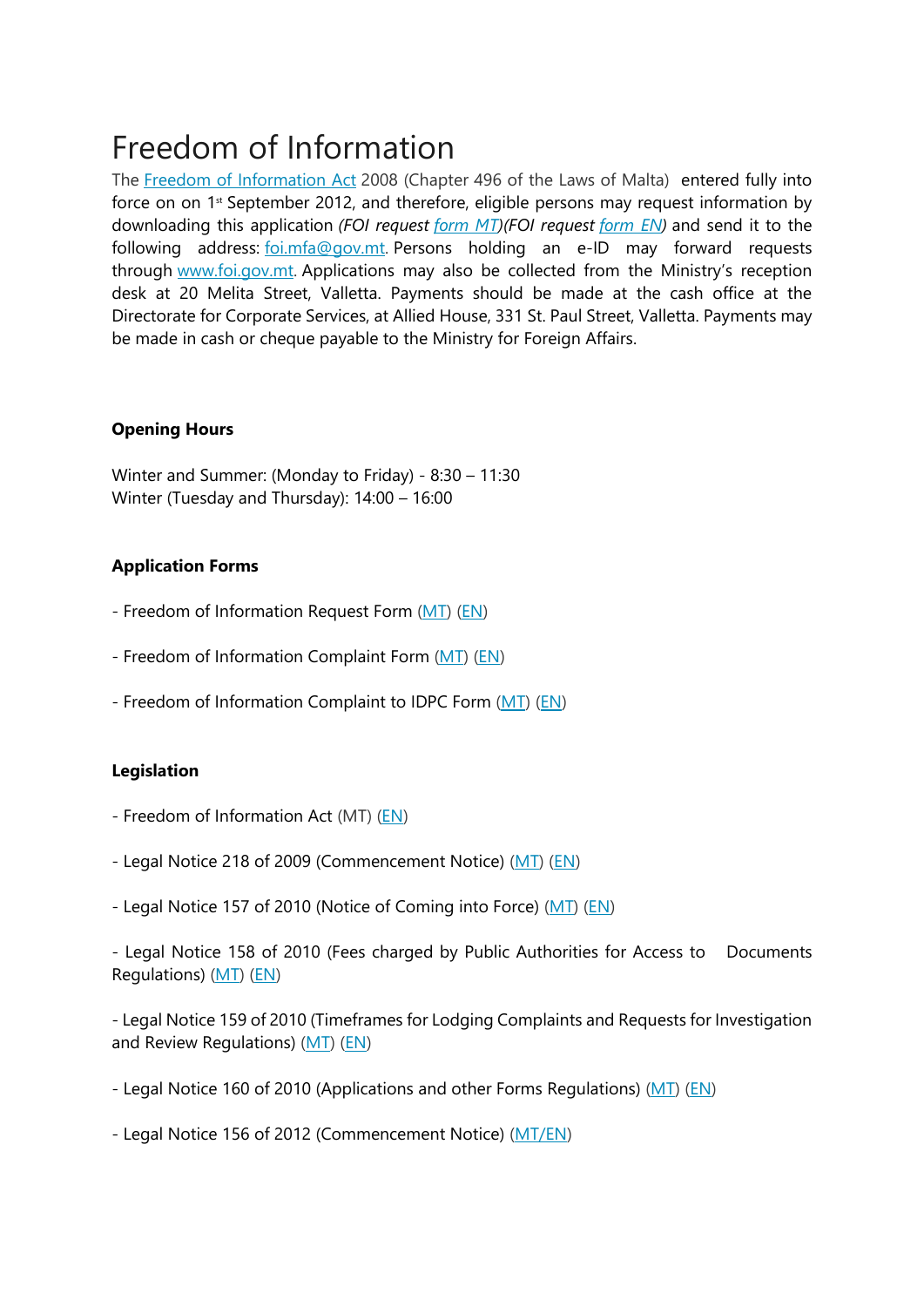# Freedom of Information

The Freedom of Information Act 2008 (Chapter 496 of the Laws of Malta) entered fully into force on on 1st September 2012, and therefore, eligible persons may request information by downloading this application *(FOI request form MT)(FOI request form EN)* and send it to the following address: foi.mfa@gov.mt. Persons holding an e-ID may forward requests through www.foi.gov.mt. Applications may also be collected from the Ministry's reception desk at 20 Melita Street, Valletta. Payments should be made at the cash office at the Directorate for Corporate Services, at Allied House, 331 St. Paul Street, Valletta. Payments may be made in cash or cheque payable to the Ministry for Foreign Affairs.

**Opening Hours**

Winter and Summer: (Monday to Friday) - 8:30 – 11:30
Winter (Tuesday and Thursday): 14:00 – 16:00

**Application Forms**

- Freedom of Information Request Form (MT) (EN)

- Freedom of Information Complaint Form (MT) (EN)

- Freedom of Information Complaint to IDPC Form (MT) (EN)

**Legislation**

- Freedom of Information Act (MT) (EN)

- Legal Notice 218 of 2009 (Commencement Notice) (MT) (EN)

- Legal Notice 157 of 2010 (Notice of Coming into Force) (MT) (EN)

- Legal Notice 158 of 2010 (Fees charged by Public Authorities for Access to Documents Regulations) (MT) (EN)

- Legal Notice 159 of 2010 (Timeframes for Lodging Complaints and Requests for Investigation and Review Regulations) (MT) (EN)

- Legal Notice 160 of 2010 (Applications and other Forms Regulations) (MT) (EN)

- Legal Notice 156 of 2012 (Commencement Notice) (MT/EN)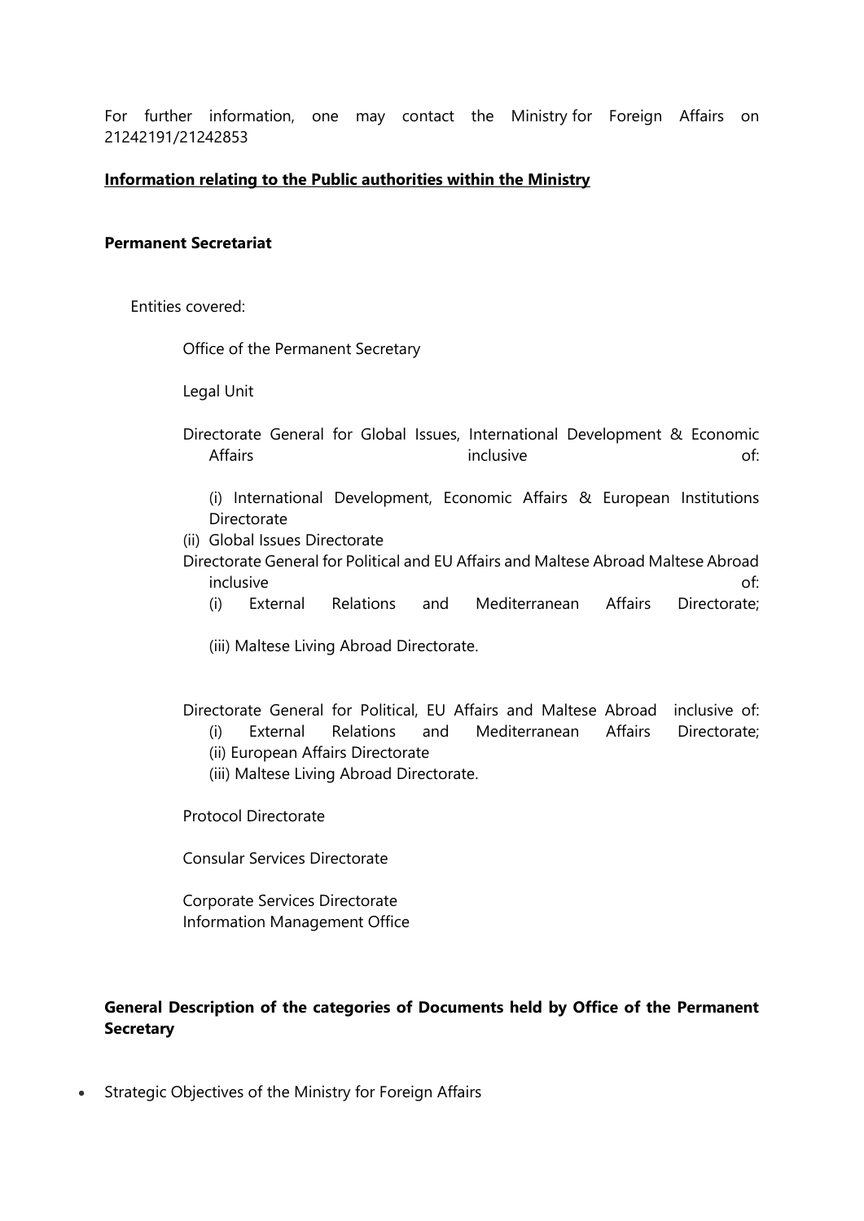For further information, one may contact the Ministry for Foreign Affairs on 21242191/21242853

**Information relating to the Public authorities within the Ministry**

**Permanent Secretariat**

Entities covered:

Office of the Permanent Secretary

Legal Unit

Directorate General for Global Issues, International Development & Economic Affairs inclusive of:

(i) International Development, Economic Affairs & European Institutions Directorate

(ii) Global Issues Directorate

Directorate General for Political and EU Affairs and Maltese Abroad Maltese Abroad inclusive of:

(i) External Relations and Mediterranean Affairs Directorate;

(iii) Maltese Living Abroad Directorate.

Directorate General for Political, EU Affairs and Maltese Abroad inclusive of:

(i) External Relations and Mediterranean Affairs Directorate;

(ii) European Affairs Directorate

(iii) Maltese Living Abroad Directorate.

Protocol Directorate

Consular Services Directorate

Corporate Services Directorate

Information Management Office

**General Description of the categories of Documents held by Office of the Permanent Secretary**

- Strategic Objectives of the Ministry for Foreign Affairs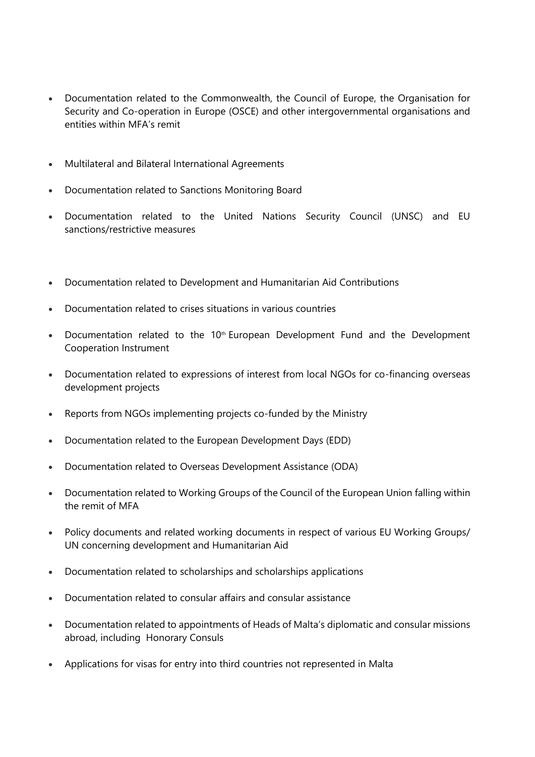- Documentation related to the Commonwealth, the Council of Europe, the Organisation for Security and Co-operation in Europe (OSCE) and other intergovernmental organisations and entities within MFA's remit

- Multilateral and Bilateral International Agreements

- Documentation related to Sanctions Monitoring Board

- Documentation related to the United Nations Security Council (UNSC) and EU sanctions/restrictive measures

- Documentation related to Development and Humanitarian Aid Contributions

- Documentation related to crises situations in various countries

- Documentation related to the 10th European Development Fund and the Development Cooperation Instrument

- Documentation related to expressions of interest from local NGOs for co-financing overseas development projects

- Reports from NGOs implementing projects co-funded by the Ministry

- Documentation related to the European Development Days (EDD)

- Documentation related to Overseas Development Assistance (ODA)

- Documentation related to Working Groups of the Council of the European Union falling within the remit of MFA

- Policy documents and related working documents in respect of various EU Working Groups/ UN concerning development and Humanitarian Aid

- Documentation related to scholarships and scholarships applications

- Documentation related to consular affairs and consular assistance

- Documentation related to appointments of Heads of Malta's diplomatic and consular missions abroad, including Honorary Consuls

- Applications for visas for entry into third countries not represented in Malta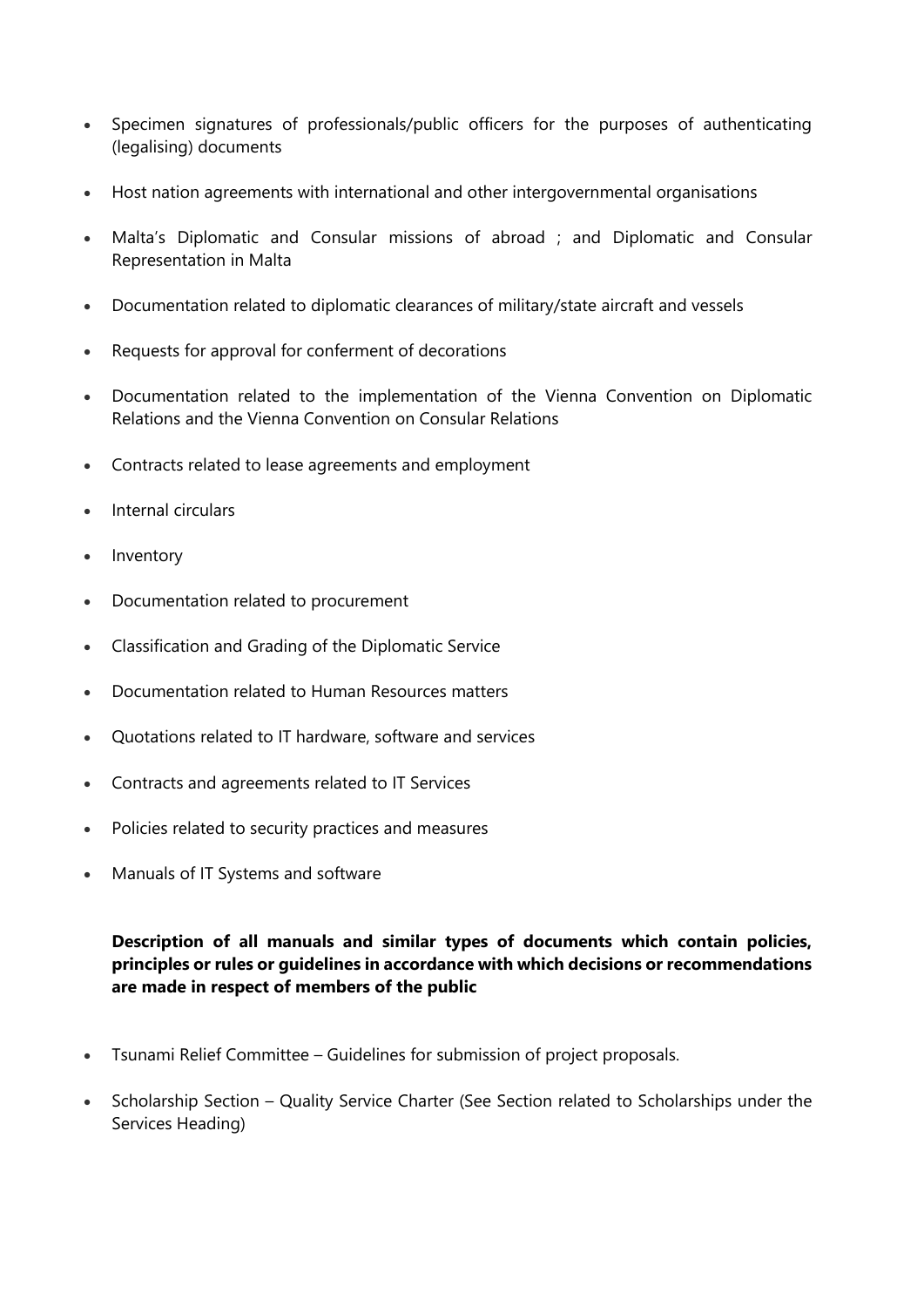- Specimen signatures of professionals/public officers for the purposes of authenticating (legalising) documents
- Host nation agreements with international and other intergovernmental organisations
- Malta's Diplomatic and Consular missions of abroad ; and Diplomatic and Consular Representation in Malta
- Documentation related to diplomatic clearances of military/state aircraft and vessels
- Requests for approval for conferment of decorations
- Documentation related to the implementation of the Vienna Convention on Diplomatic Relations and the Vienna Convention on Consular Relations
- Contracts related to lease agreements and employment
- Internal circulars
- Inventory
- Documentation related to procurement
- Classification and Grading of the Diplomatic Service
- Documentation related to Human Resources matters
- Quotations related to IT hardware, software and services
- Contracts and agreements related to IT Services
- Policies related to security practices and measures
- Manuals of IT Systems and software

**Description of all manuals and similar types of documents which contain policies, principles or rules or guidelines in accordance with which decisions or recommendations are made in respect of members of the public**

- Tsunami Relief Committee – Guidelines for submission of project proposals.
- Scholarship Section – Quality Service Charter (See Section related to Scholarships under the Services Heading)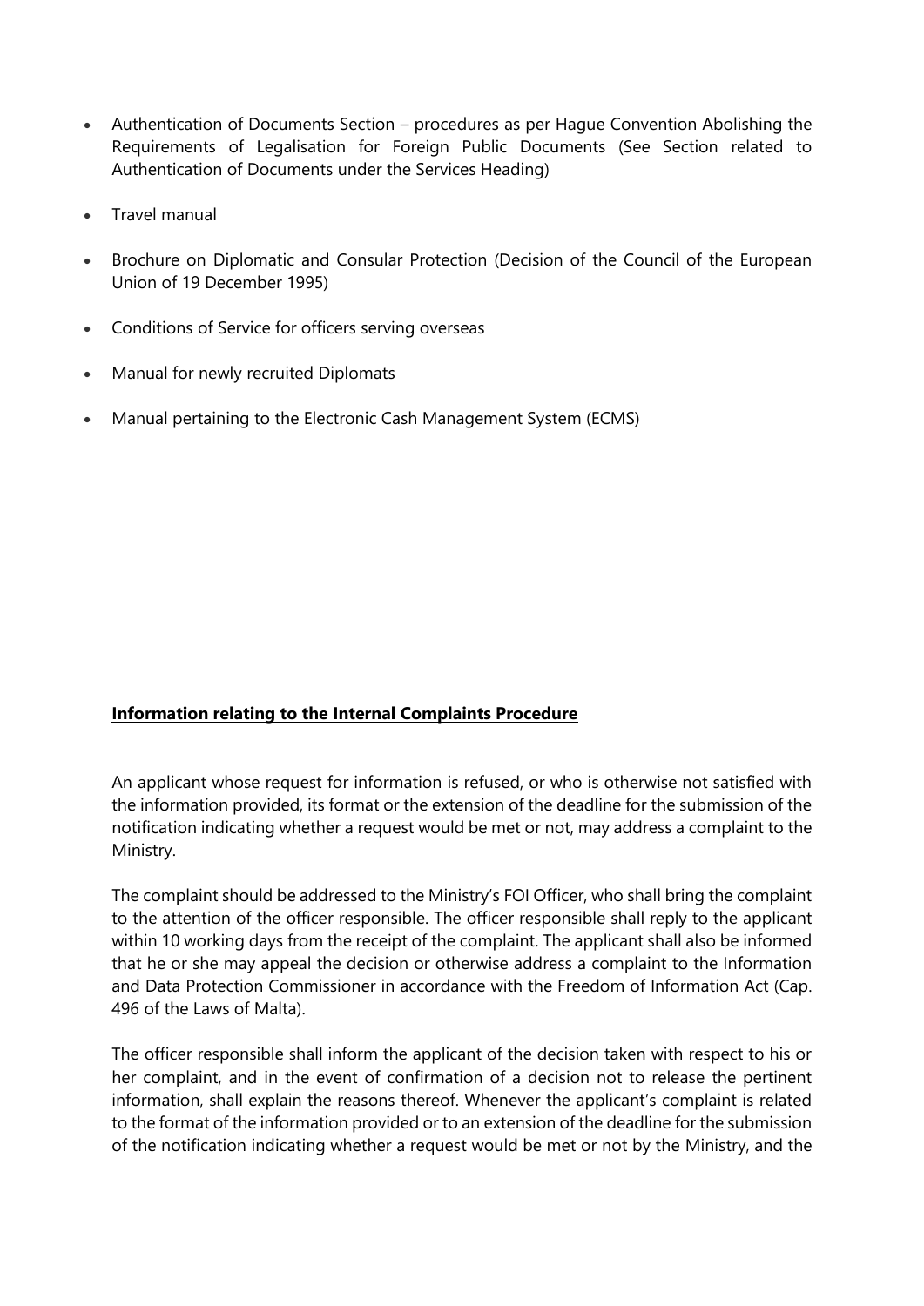- Authentication of Documents Section – procedures as per Hague Convention Abolishing the Requirements of Legalisation for Foreign Public Documents (See Section related to Authentication of Documents under the Services Heading)
- Travel manual
- Brochure on Diplomatic and Consular Protection (Decision of the Council of the European Union of 19 December 1995)
- Conditions of Service for officers serving overseas
- Manual for newly recruited Diplomats
- Manual pertaining to the Electronic Cash Management System (ECMS)

## Information relating to the Internal Complaints Procedure

An applicant whose request for information is refused, or who is otherwise not satisfied with the information provided, its format or the extension of the deadline for the submission of the notification indicating whether a request would be met or not, may address a complaint to the Ministry.

The complaint should be addressed to the Ministry's FOI Officer, who shall bring the complaint to the attention of the officer responsible. The officer responsible shall reply to the applicant within 10 working days from the receipt of the complaint. The applicant shall also be informed that he or she may appeal the decision or otherwise address a complaint to the Information and Data Protection Commissioner in accordance with the Freedom of Information Act (Cap. 496 of the Laws of Malta).

The officer responsible shall inform the applicant of the decision taken with respect to his or her complaint, and in the event of confirmation of a decision not to release the pertinent information, shall explain the reasons thereof. Whenever the applicant's complaint is related to the format of the information provided or to an extension of the deadline for the submission of the notification indicating whether a request would be met or not by the Ministry, and the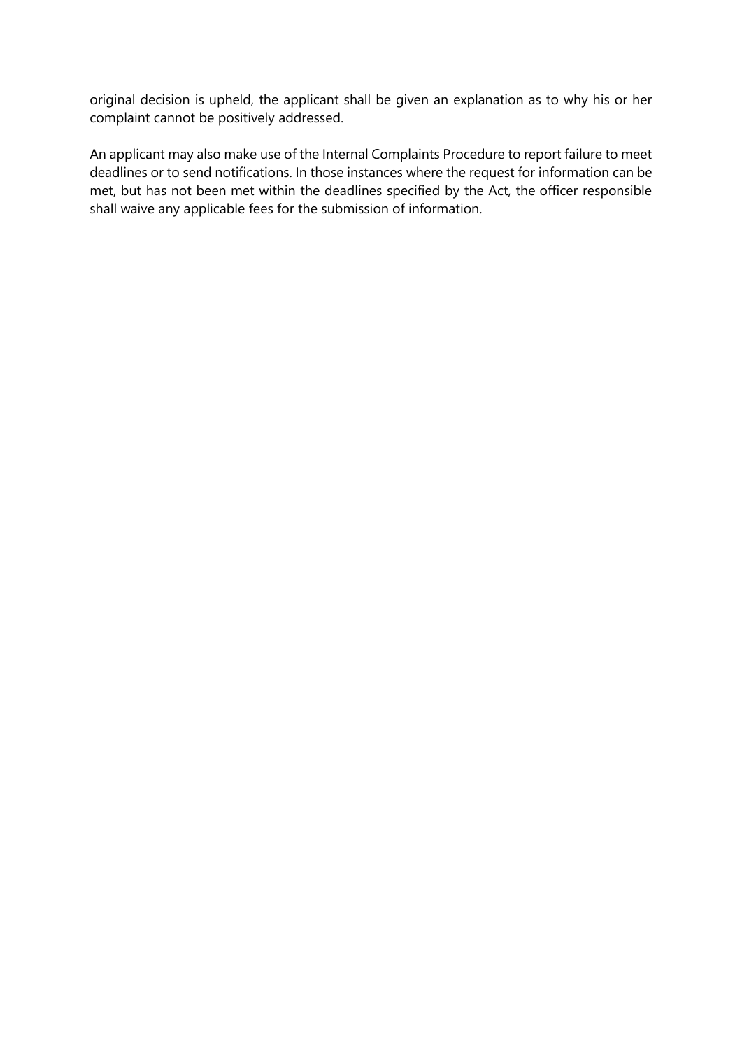original decision is upheld, the applicant shall be given an explanation as to why his or her complaint cannot be positively addressed.

An applicant may also make use of the Internal Complaints Procedure to report failure to meet deadlines or to send notifications. In those instances where the request for information can be met, but has not been met within the deadlines specified by the Act, the officer responsible shall waive any applicable fees for the submission of information.